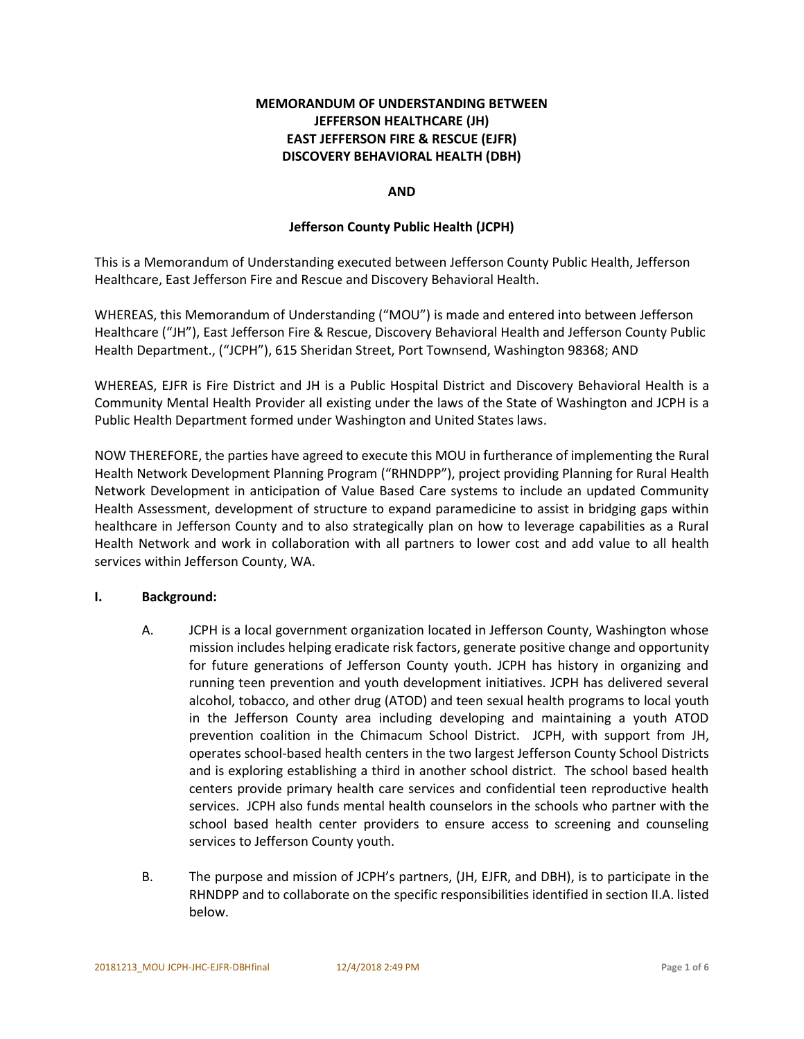**MEMORANDUM OF UNDERSTANDING BETWEEN**
**JEFFERSON HEALTHCARE (JH)**
**EAST JEFFERSON FIRE & RESCUE (EJFR)**
**DISCOVERY BEHAVIORAL HEALTH (DBH)**

**AND**

**Jefferson County Public Health (JCPH)**

This is a Memorandum of Understanding executed between Jefferson County Public Health, Jefferson Healthcare, East Jefferson Fire and Rescue and Discovery Behavioral Health.

WHEREAS, this Memorandum of Understanding ("MOU") is made and entered into between Jefferson Healthcare ("JH"), East Jefferson Fire & Rescue, Discovery Behavioral Health and Jefferson County Public Health Department., ("JCPH"), 615 Sheridan Street, Port Townsend, Washington 98368; AND

WHEREAS, EJFR is Fire District and JH is a Public Hospital District and Discovery Behavioral Health is a Community Mental Health Provider all existing under the laws of the State of Washington and JCPH is a Public Health Department formed under Washington and United States laws.

NOW THEREFORE, the parties have agreed to execute this MOU in furtherance of implementing the Rural Health Network Development Planning Program ("RHNDPP"), project providing Planning for Rural Health Network Development in anticipation of Value Based Care systems to include an updated Community Health Assessment, development of structure to expand paramedicine to assist in bridging gaps within healthcare in Jefferson County and to also strategically plan on how to leverage capabilities as a Rural Health Network and work in collaboration with all partners to lower cost and add value to all health services within Jefferson County, WA.

**I. Background:**

A. JCPH is a local government organization located in Jefferson County, Washington whose mission includes helping eradicate risk factors, generate positive change and opportunity for future generations of Jefferson County youth. JCPH has history in organizing and running teen prevention and youth development initiatives. JCPH has delivered several alcohol, tobacco, and other drug (ATOD) and teen sexual health programs to local youth in the Jefferson County area including developing and maintaining a youth ATOD prevention coalition in the Chimacum School District. JCPH, with support from JH, operates school-based health centers in the two largest Jefferson County School Districts and is exploring establishing a third in another school district. The school based health centers provide primary health care services and confidential teen reproductive health services. JCPH also funds mental health counselors in the schools who partner with the school based health center providers to ensure access to screening and counseling services to Jefferson County youth.

B. The purpose and mission of JCPH's partners, (JH, EJFR, and DBH), is to participate in the RHNDPP and to collaborate on the specific responsibilities identified in section II.A. listed below.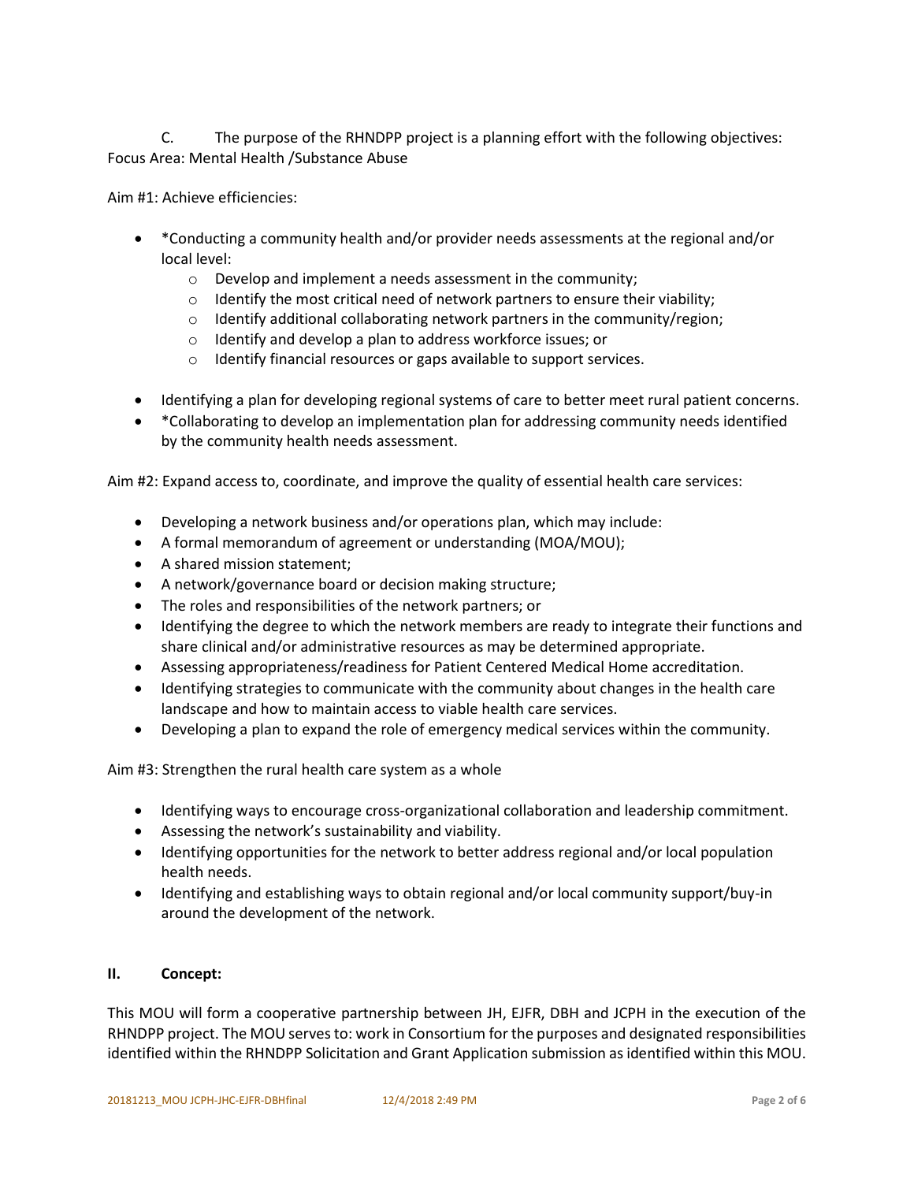C. The purpose of the RHNDPP project is a planning effort with the following objectives:
Focus Area: Mental Health /Substance Abuse

Aim #1: Achieve efficiencies:

- *Conducting a community health and/or provider needs assessments at the regional and/or local level:
    - Develop and implement a needs assessment in the community;
    - Identify the most critical need of network partners to ensure their viability;
    - Identify additional collaborating network partners in the community/region;
    - Identify and develop a plan to address workforce issues; or
    - Identify financial resources or gaps available to support services.
- Identifying a plan for developing regional systems of care to better meet rural patient concerns.
- *Collaborating to develop an implementation plan for addressing community needs identified by the community health needs assessment.

Aim #2: Expand access to, coordinate, and improve the quality of essential health care services:

- Developing a network business and/or operations plan, which may include:
- A formal memorandum of agreement or understanding (MOA/MOU);
- A shared mission statement;
- A network/governance board or decision making structure;
- The roles and responsibilities of the network partners; or
- Identifying the degree to which the network members are ready to integrate their functions and share clinical and/or administrative resources as may be determined appropriate.
- Assessing appropriateness/readiness for Patient Centered Medical Home accreditation.
- Identifying strategies to communicate with the community about changes in the health care landscape and how to maintain access to viable health care services.
- Developing a plan to expand the role of emergency medical services within the community.

Aim #3: Strengthen the rural health care system as a whole

- Identifying ways to encourage cross-organizational collaboration and leadership commitment.
- Assessing the network's sustainability and viability.
- Identifying opportunities for the network to better address regional and/or local population health needs.
- Identifying and establishing ways to obtain regional and/or local community support/buy-in around the development of the network.

## II. Concept:

This MOU will form a cooperative partnership between JH, EJFR, DBH and JCPH in the execution of the RHNDPP project. The MOU serves to: work in Consortium for the purposes and designated responsibilities identified within the RHNDPP Solicitation and Grant Application submission as identified within this MOU.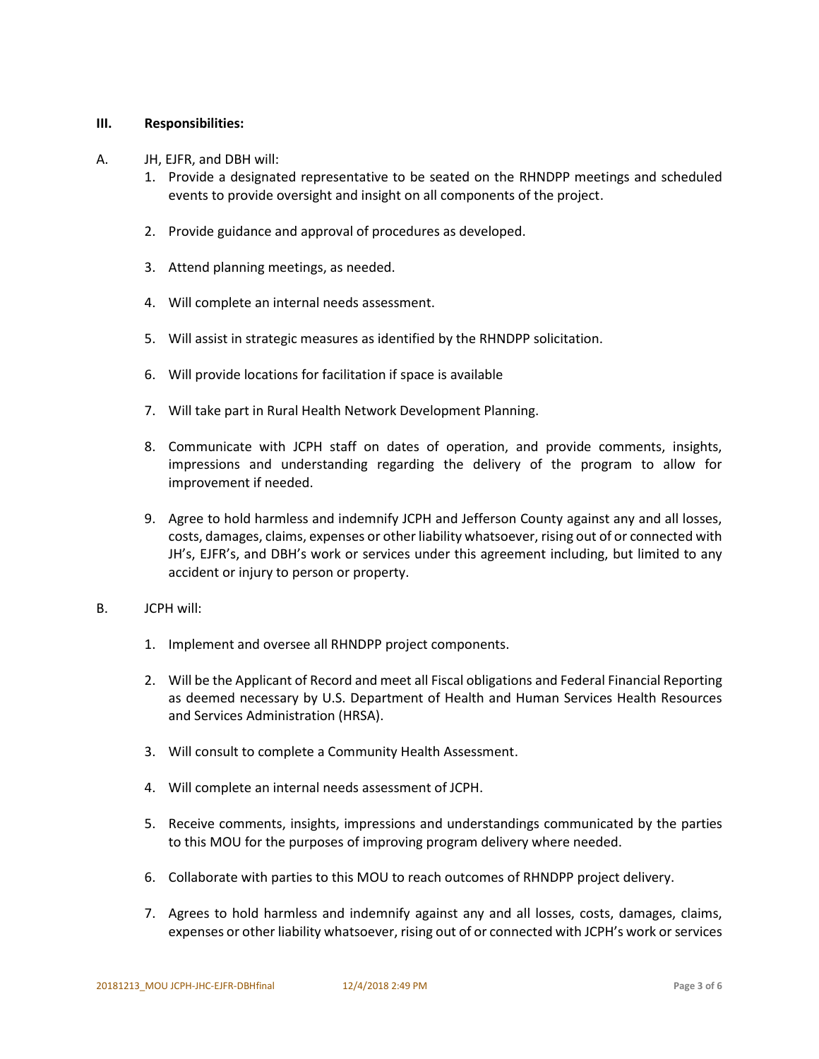**III. Responsibilities:**

A. JH, EJFR, and DBH will:

1. Provide a designated representative to be seated on the RHNDPP meetings and scheduled events to provide oversight and insight on all components of the project.

2. Provide guidance and approval of procedures as developed.

3. Attend planning meetings, as needed.

4. Will complete an internal needs assessment.

5. Will assist in strategic measures as identified by the RHNDPP solicitation.

6. Will provide locations for facilitation if space is available

7. Will take part in Rural Health Network Development Planning.

8. Communicate with JCPH staff on dates of operation, and provide comments, insights, impressions and understanding regarding the delivery of the program to allow for improvement if needed.

9. Agree to hold harmless and indemnify JCPH and Jefferson County against any and all losses, costs, damages, claims, expenses or other liability whatsoever, rising out of or connected with JH's, EJFR's, and DBH's work or services under this agreement including, but limited to any accident or injury to person or property.

B. JCPH will:

1. Implement and oversee all RHNDPP project components.

2. Will be the Applicant of Record and meet all Fiscal obligations and Federal Financial Reporting as deemed necessary by U.S. Department of Health and Human Services Health Resources and Services Administration (HRSA).

3. Will consult to complete a Community Health Assessment.

4. Will complete an internal needs assessment of JCPH.

5. Receive comments, insights, impressions and understandings communicated by the parties to this MOU for the purposes of improving program delivery where needed.

6. Collaborate with parties to this MOU to reach outcomes of RHNDPP project delivery.

7. Agrees to hold harmless and indemnify against any and all losses, costs, damages, claims, expenses or other liability whatsoever, rising out of or connected with JCPH's work or services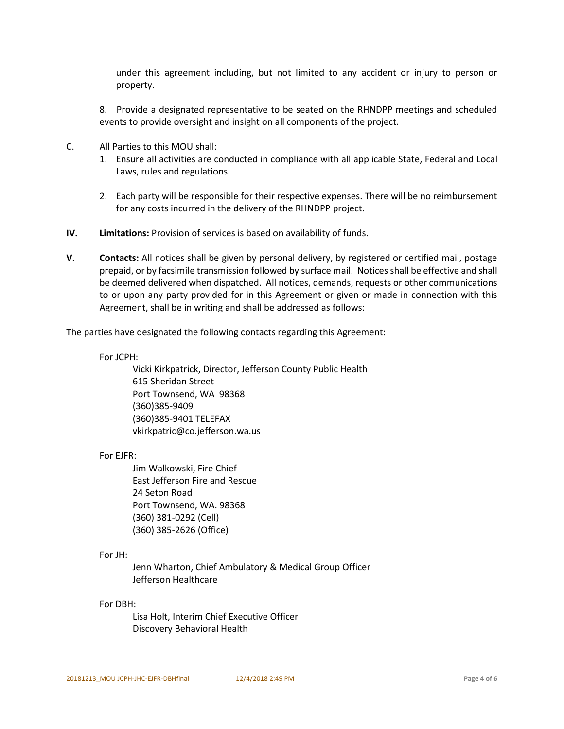under this agreement including, but not limited to any accident or injury to person or property.

8. Provide a designated representative to be seated on the RHNDPP meetings and scheduled events to provide oversight and insight on all components of the project.

C. All Parties to this MOU shall:

1. Ensure all activities are conducted in compliance with all applicable State, Federal and Local Laws, rules and regulations.

2. Each party will be responsible for their respective expenses. There will be no reimbursement for any costs incurred in the delivery of the RHNDPP project.

**IV. Limitations:** Provision of services is based on availability of funds.

**V. Contacts:** All notices shall be given by personal delivery, by registered or certified mail, postage prepaid, or by facsimile transmission followed by surface mail. Notices shall be effective and shall be deemed delivered when dispatched. All notices, demands, requests or other communications to or upon any party provided for in this Agreement or given or made in connection with this Agreement, shall be in writing and shall be addressed as follows:

The parties have designated the following contacts regarding this Agreement:

For JCPH:

Vicki Kirkpatrick, Director, Jefferson County Public Health
615 Sheridan Street
Port Townsend, WA 98368
(360)385-9409
(360)385-9401 TELEFAX
vkirkpatric@co.jefferson.wa.us

For EJFR:

Jim Walkowski, Fire Chief
East Jefferson Fire and Rescue
24 Seton Road
Port Townsend, WA. 98368
(360) 381-0292 (Cell)
(360) 385-2626 (Office)

For JH:

Jenn Wharton, Chief Ambulatory & Medical Group Officer
Jefferson Healthcare

For DBH:

Lisa Holt, Interim Chief Executive Officer
Discovery Behavioral Health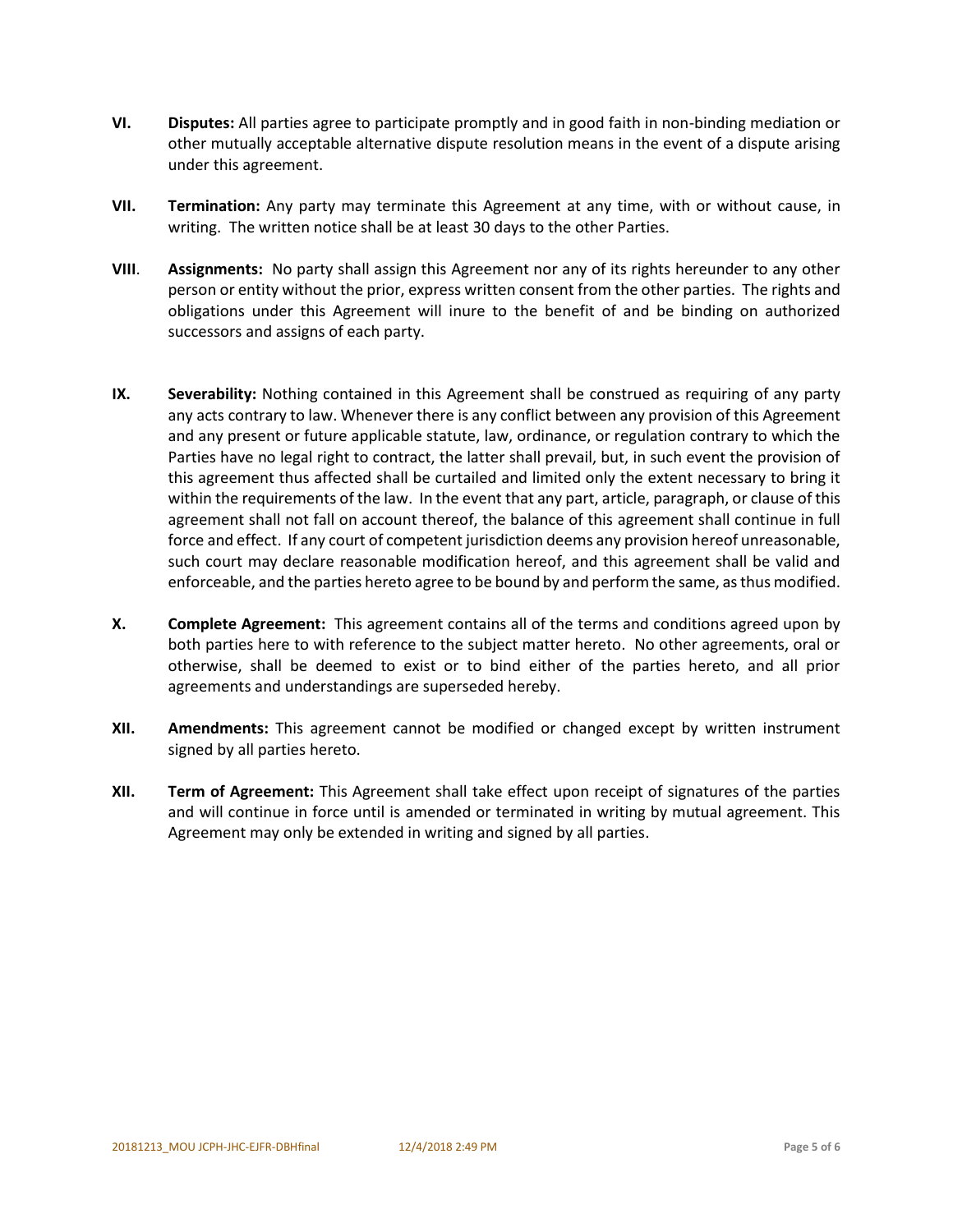**VI.** **Disputes:** All parties agree to participate promptly and in good faith in non-binding mediation or other mutually acceptable alternative dispute resolution means in the event of a dispute arising under this agreement.

**VII.** **Termination:** Any party may terminate this Agreement at any time, with or without cause, in writing. The written notice shall be at least 30 days to the other Parties.

**VIII**. **Assignments:** No party shall assign this Agreement nor any of its rights hereunder to any other person or entity without the prior, express written consent from the other parties. The rights and obligations under this Agreement will inure to the benefit of and be binding on authorized successors and assigns of each party.

**IX.** **Severability:** Nothing contained in this Agreement shall be construed as requiring of any party any acts contrary to law. Whenever there is any conflict between any provision of this Agreement and any present or future applicable statute, law, ordinance, or regulation contrary to which the Parties have no legal right to contract, the latter shall prevail, but, in such event the provision of this agreement thus affected shall be curtailed and limited only the extent necessary to bring it within the requirements of the law. In the event that any part, article, paragraph, or clause of this agreement shall not fall on account thereof, the balance of this agreement shall continue in full force and effect. If any court of competent jurisdiction deems any provision hereof unreasonable, such court may declare reasonable modification hereof, and this agreement shall be valid and enforceable, and the parties hereto agree to be bound by and perform the same, as thus modified.

**X.** **Complete Agreement:** This agreement contains all of the terms and conditions agreed upon by both parties here to with reference to the subject matter hereto. No other agreements, oral or otherwise, shall be deemed to exist or to bind either of the parties hereto, and all prior agreements and understandings are superseded hereby.

**XII.** **Amendments:** This agreement cannot be modified or changed except by written instrument signed by all parties hereto.

**XII.** **Term of Agreement:** This Agreement shall take effect upon receipt of signatures of the parties and will continue in force until is amended or terminated in writing by mutual agreement. This Agreement may only be extended in writing and signed by all parties.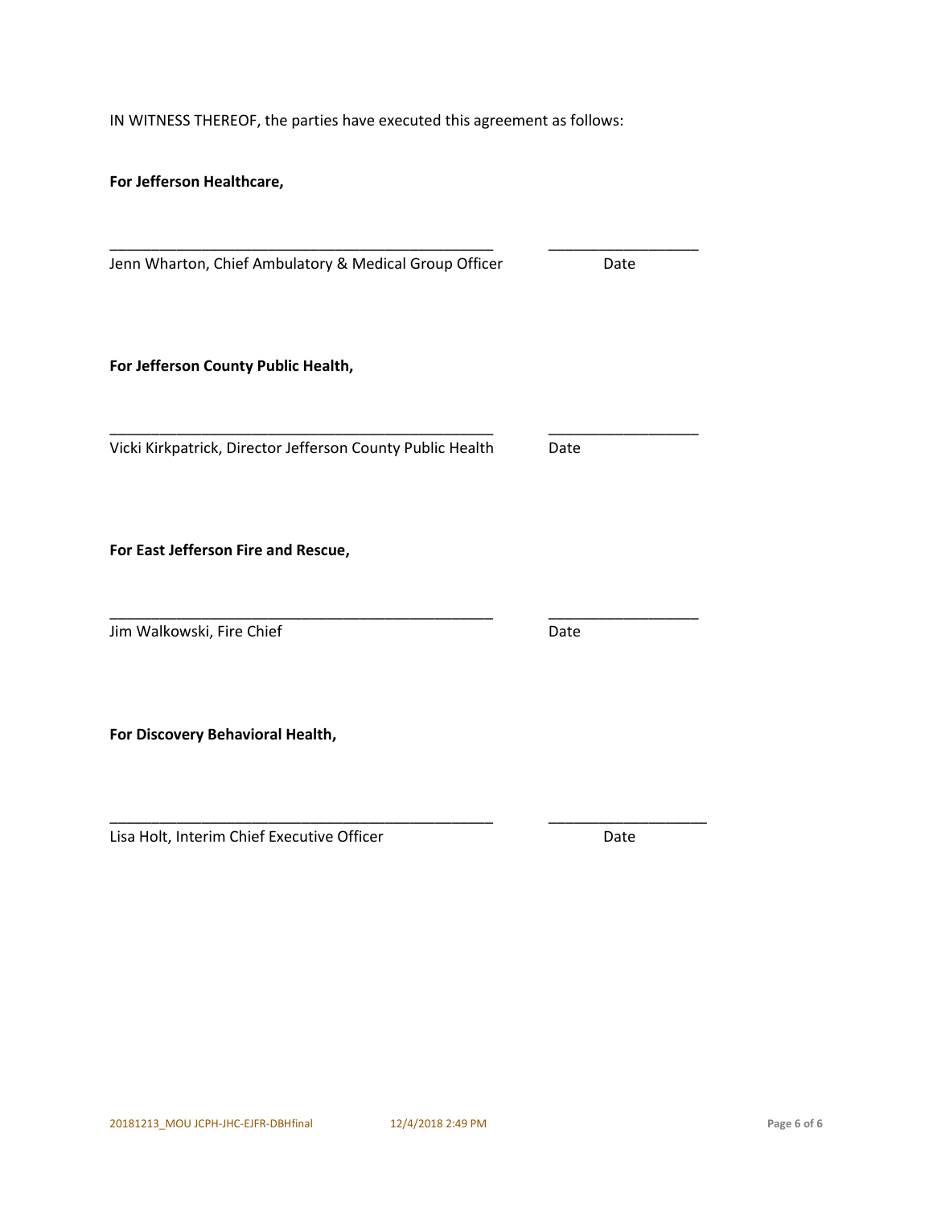IN WITNESS THEREOF, the parties have executed this agreement as follows:

**For Jefferson Healthcare,**

_______________________________________________ __________________

Jenn Wharton, Chief Ambulatory & Medical Group Officer Date

**For Jefferson County Public Health,**

_______________________________________________ __________________

Vicki Kirkpatrick, Director Jefferson County Public Health Date

**For East Jefferson Fire and Rescue,**

_______________________________________________ __________________

Jim Walkowski, Fire Chief Date

**For Discovery Behavioral Health,**

_______________________________________________ ___________________

Lisa Holt, Interim Chief Executive Officer Date

20181213_MOU JCPH-JHC-EJFR-DBHfinal 12/4/2018 2:49 PM